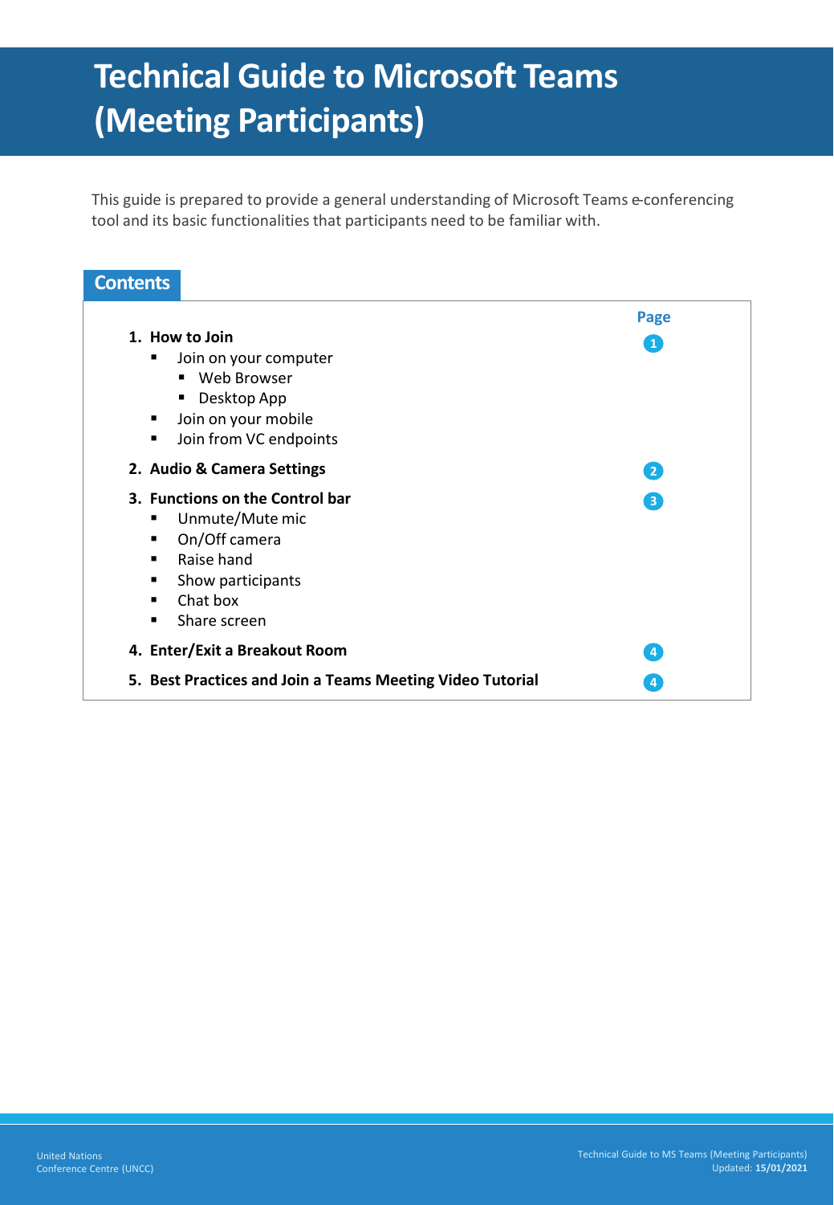# Technical Guide to Microsoft Teams (Meeting Participants)

This guide is prepared to provide a general understanding of Microsoft Teams e-conferencing tool and its basic functionalities that participants need to be familiar with.

## Contents

| | Page |
|---|---|
| **1. How to Join** | 1 |
| ▪ Join on your computer | |
| ▪ Web Browser | |
| ▪ Desktop App | |
| ▪ Join on your mobile | |
| ▪ Join from VC endpoints | |
| **2. Audio & Camera Settings** | 2 |
| **3. Functions on the Control bar** | 3 |
| ▪ Unmute/Mute mic | |
| ▪ On/Off camera | |
| ▪ Raise hand | |
| ▪ Show participants | |
| ▪ Chat box | |
| ▪ Share screen | |
| **4. Enter/Exit a Breakout Room** | 4 |
| **5. Best Practices and Join a Teams Meeting Video Tutorial** | 4 |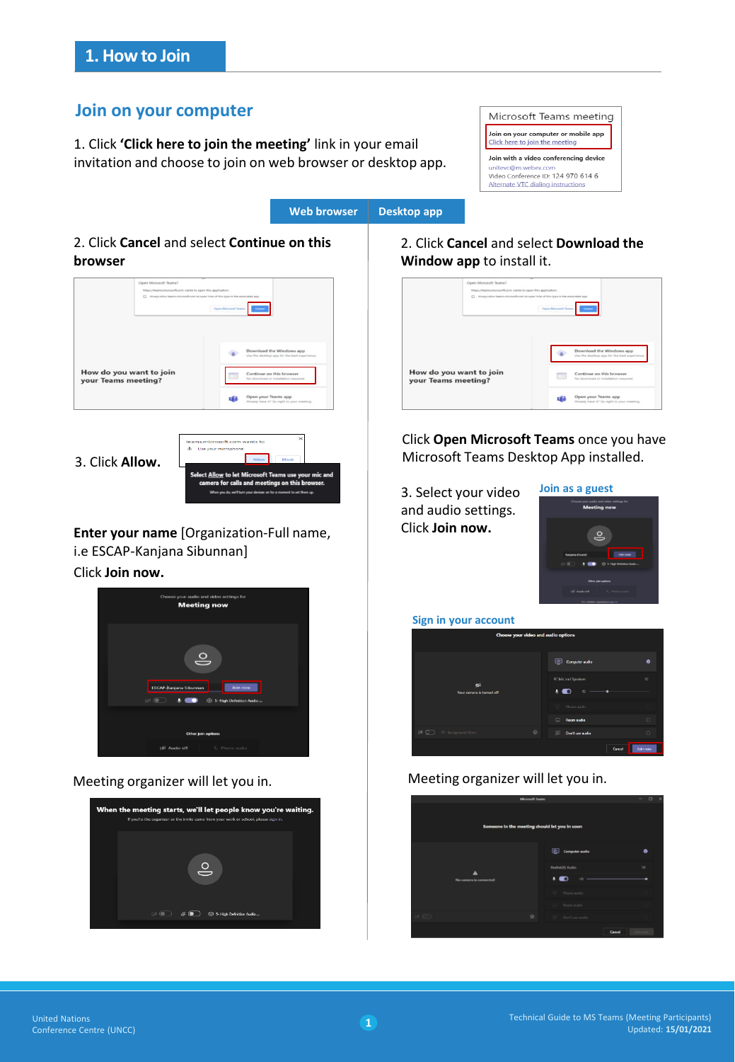# 1. How to Join

## Join on your computer

1. Click **'Click here to join the meeting'** link in your email invitation and choose to join on web browser or desktop app.

### Web browser

2. Click **Cancel** and select **Continue on this browser**

3. Click **Allow.**

**Enter your name** [Organization-Full name, i.e ESCAP-Kanjana Sibunnan]

Click **Join now.**

Meeting organizer will let you in.

### Desktop app

2. Click **Cancel** and select **Download the Window app** to install it.

Click **Open Microsoft Teams** once you have Microsoft Teams Desktop App installed.

3. Select your video and audio settings. Click **Join now.**

**Join as a guest**

**Sign in your account**

Meeting organizer will let you in.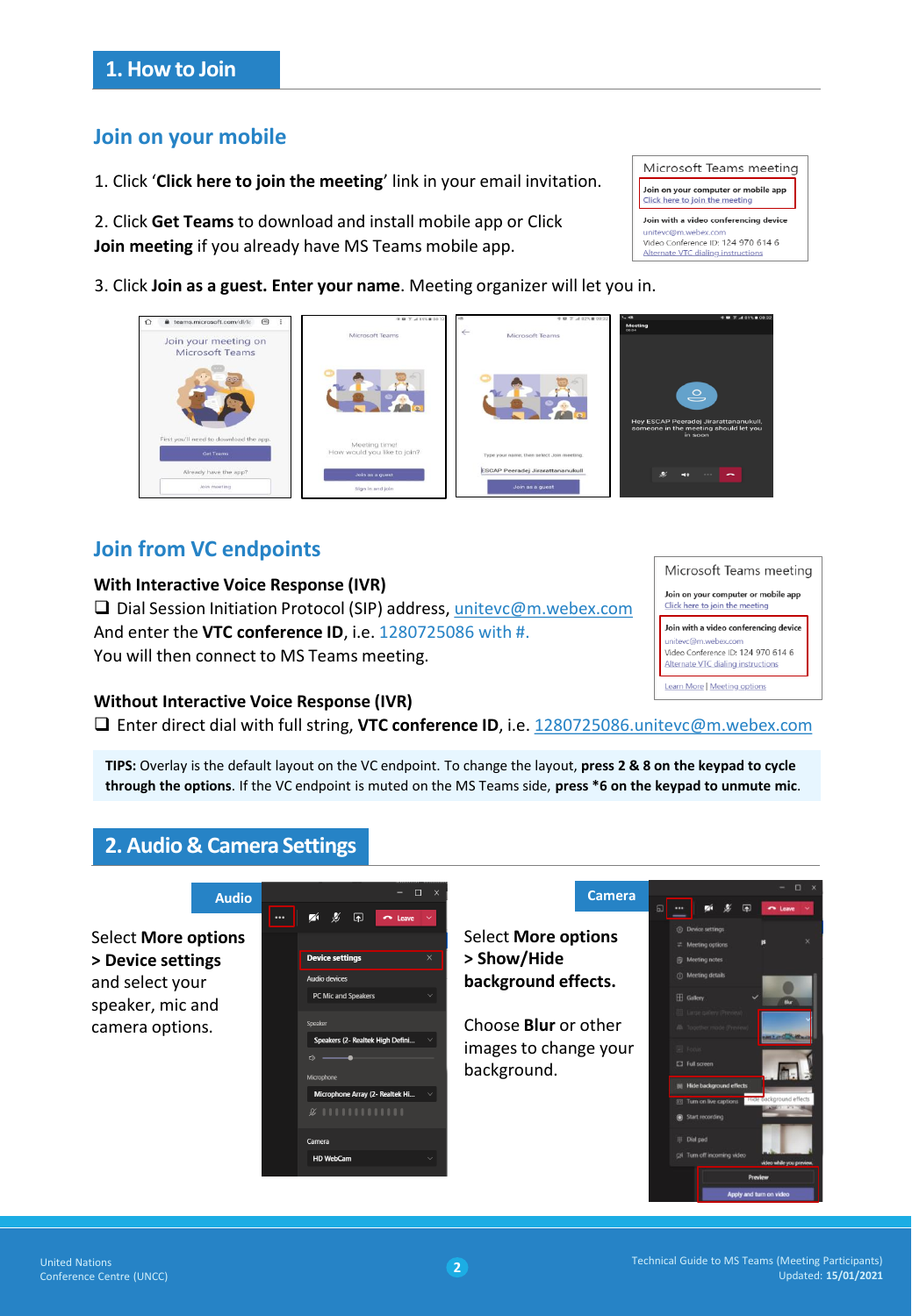## 1. How to Join

### Join on your mobile

1. Click '**Click here to join the meeting**' link in your email invitation.

2. Click **Get Teams** to download and install mobile app or Click **Join meeting** if you already have MS Teams mobile app.

3. Click **Join as a guest. Enter your name**. Meeting organizer will let you in.

### Join from VC endpoints

**With Interactive Voice Response (IVR)**

- Dial Session Initiation Protocol (SIP) address, unitevc@m.webex.com

And enter the **VTC conference ID**, i.e. 1280725086 with #.

You will then connect to MS Teams meeting.

**Without Interactive Voice Response (IVR)**

- Enter direct dial with full string, **VTC conference ID**, i.e. 1280725086.unitevc@m.webex.com

**TIPS:** Overlay is the default layout on the VC endpoint. To change the layout, **press 2 & 8 on the keypad to cycle through the options**. If the VC endpoint is muted on the MS Teams side, **press *6 on the keypad to unmute mic**.

## 2. Audio & Camera Settings

**Audio**

Select **More options > Device settings** and select your speaker, mic and camera options.

**Camera**

Select **More options > Show/Hide background effects.**

Choose **Blur** or other images to change your background.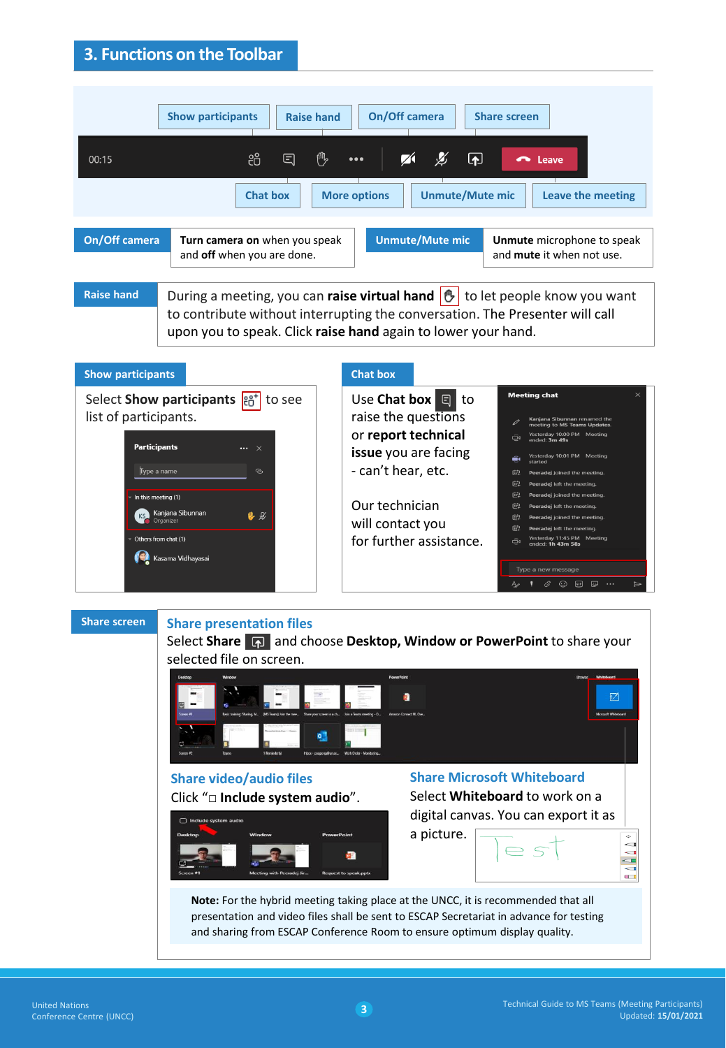## 3. Functions on the Toolbar

Show participants | Raise hand | On/Off camera | Share screen

Chat box | More options | Unmute/Mute mic | Leave the meeting

**On/Off camera**

**Turn camera on** when you speak and **off** when you are done.

**Unmute/Mute mic**

**Unmute** microphone to speak and **mute** it when not use.

**Raise hand**

During a meeting, you can **raise virtual hand** to let people know you want to contribute without interrupting the conversation. The Presenter will call upon you to speak. Click **raise hand** again to lower your hand.

**Show participants**

Select **Show participants** to see list of participants.

**Chat box**

Use **Chat box** to raise the questions or **report technical issue** you are facing - can't hear, etc.

Our technician will contact you for further assistance.

**Share screen**

### Share presentation files

Select **Share** and choose **Desktop, Window or PowerPoint** to share your selected file on screen.

### Share video/audio files

Click "□ **Include system audio**".

### Share Microsoft Whiteboard

Select **Whiteboard** to work on a digital canvas. You can export it as a picture.

**Note:** For the hybrid meeting taking place at the UNCC, it is recommended that all presentation and video files shall be sent to ESCAP Secretariat in advance for testing and sharing from ESCAP Conference Room to ensure optimum display quality.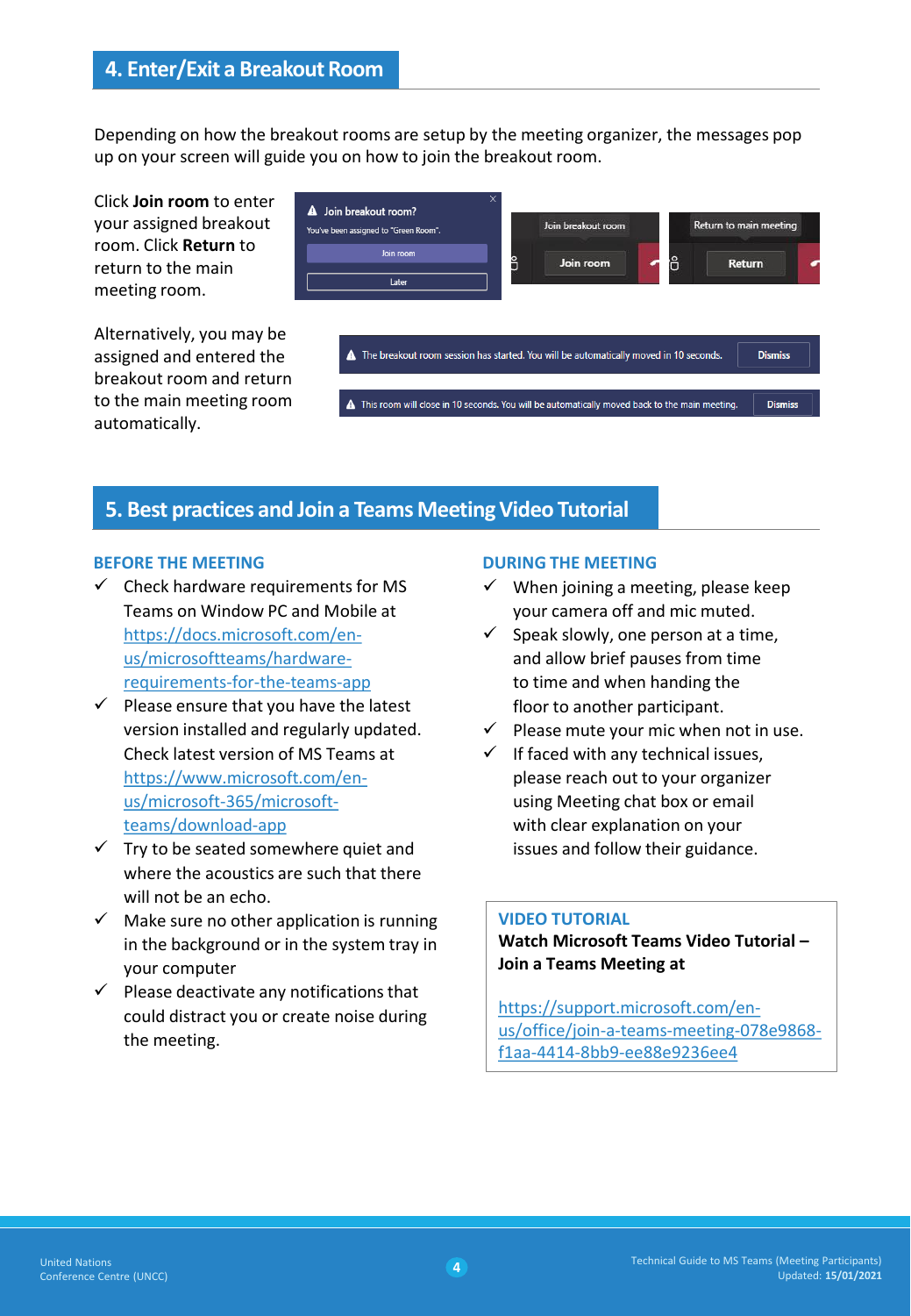## 4. Enter/Exit a Breakout Room

Depending on how the breakout rooms are setup by the meeting organizer, the messages pop up on your screen will guide you on how to join the breakout room.

Click **Join room** to enter your assigned breakout room. Click **Return** to return to the main meeting room.

Alternatively, you may be assigned and entered the breakout room and return to the main meeting room automatically.

## 5. Best practices and Join a Teams Meeting Video Tutorial

### BEFORE THE MEETING

- ✓ Check hardware requirements for MS Teams on Window PC and Mobile at https://docs.microsoft.com/en-us/microsoftteams/hardware-requirements-for-the-teams-app
- ✓ Please ensure that you have the latest version installed and regularly updated. Check latest version of MS Teams at https://www.microsoft.com/en-us/microsoft-365/microsoft-teams/download-app
- ✓ Try to be seated somewhere quiet and where the acoustics are such that there will not be an echo.
- ✓ Make sure no other application is running in the background or in the system tray in your computer
- ✓ Please deactivate any notifications that could distract you or create noise during the meeting.

### DURING THE MEETING

- ✓ When joining a meeting, please keep your camera off and mic muted.
- ✓ Speak slowly, one person at a time, and allow brief pauses from time to time and when handing the floor to another participant.
- ✓ Please mute your mic when not in use.
- ✓ If faced with any technical issues, please reach out to your organizer using Meeting chat box or email with clear explanation on your issues and follow their guidance.

### VIDEO TUTORIAL

**Watch Microsoft Teams Video Tutorial – Join a Teams Meeting at**

https://support.microsoft.com/en-us/office/join-a-teams-meeting-078e9868-f1aa-4414-8bb9-ee88e9236ee4